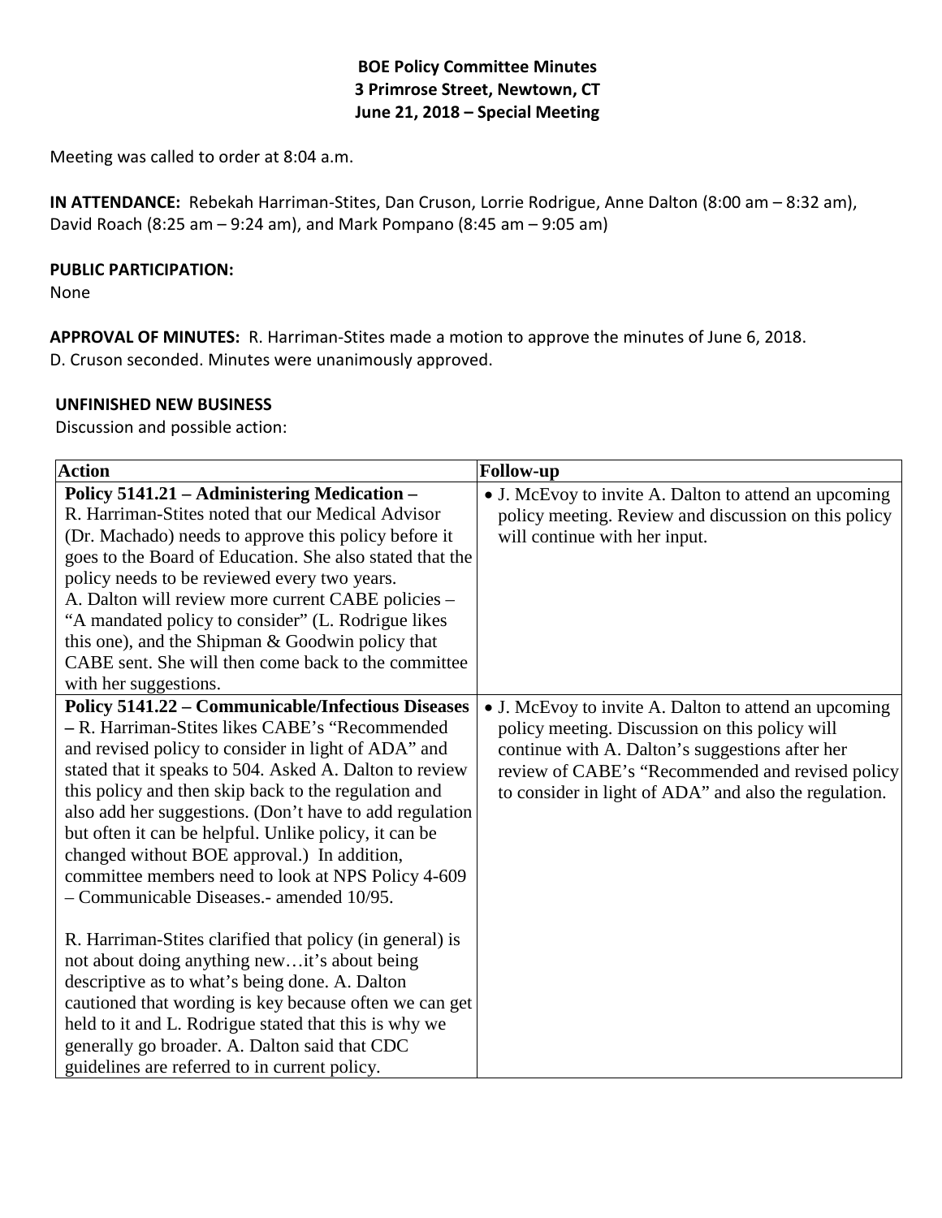**BOE Policy Committee Minutes**
**3 Primrose Street, Newtown, CT**
**June 21, 2018 – Special Meeting**

Meeting was called to order at 8:04 a.m.

**IN ATTENDANCE:** Rebekah Harriman-Stites, Dan Cruson, Lorrie Rodrigue, Anne Dalton (8:00 am – 8:32 am), David Roach (8:25 am – 9:24 am), and Mark Pompano (8:45 am – 9:05 am)

**PUBLIC PARTICIPATION:**
None

**APPROVAL OF MINUTES:** R. Harriman-Stites made a motion to approve the minutes of June 6, 2018. D. Cruson seconded. Minutes were unanimously approved.

**UNFINISHED NEW BUSINESS**
Discussion and possible action:

| Action | Follow-up |
|---|---|
| **Policy 5141.21 – Administering Medication –** R. Harriman-Stites noted that our Medical Advisor (Dr. Machado) needs to approve this policy before it goes to the Board of Education. She also stated that the policy needs to be reviewed every two years. A. Dalton will review more current CABE policies – "A mandated policy to consider" (L. Rodrigue likes this one), and the Shipman & Goodwin policy that CABE sent. She will then come back to the committee with her suggestions. | • J. McEvoy to invite A. Dalton to attend an upcoming policy meeting. Review and discussion on this policy will continue with her input. |
| **Policy 5141.22 – Communicable/Infectious Diseases –** R. Harriman-Stites likes CABE's "Recommended and revised policy to consider in light of ADA" and stated that it speaks to 504. Asked A. Dalton to review this policy and then skip back to the regulation and also add her suggestions. (Don't have to add regulation but often it can be helpful. Unlike policy, it can be changed without BOE approval.) In addition, committee members need to look at NPS Policy 4-609 – Communicable Diseases.- amended 10/95.<br><br>R. Harriman-Stites clarified that policy (in general) is not about doing anything new…it's about being descriptive as to what's being done. A. Dalton cautioned that wording is key because often we can get held to it and L. Rodrigue stated that this is why we generally go broader. A. Dalton said that CDC guidelines are referred to in current policy. | • J. McEvoy to invite A. Dalton to attend an upcoming policy meeting. Discussion on this policy will continue with A. Dalton's suggestions after her review of CABE's "Recommended and revised policy to consider in light of ADA" and also the regulation. |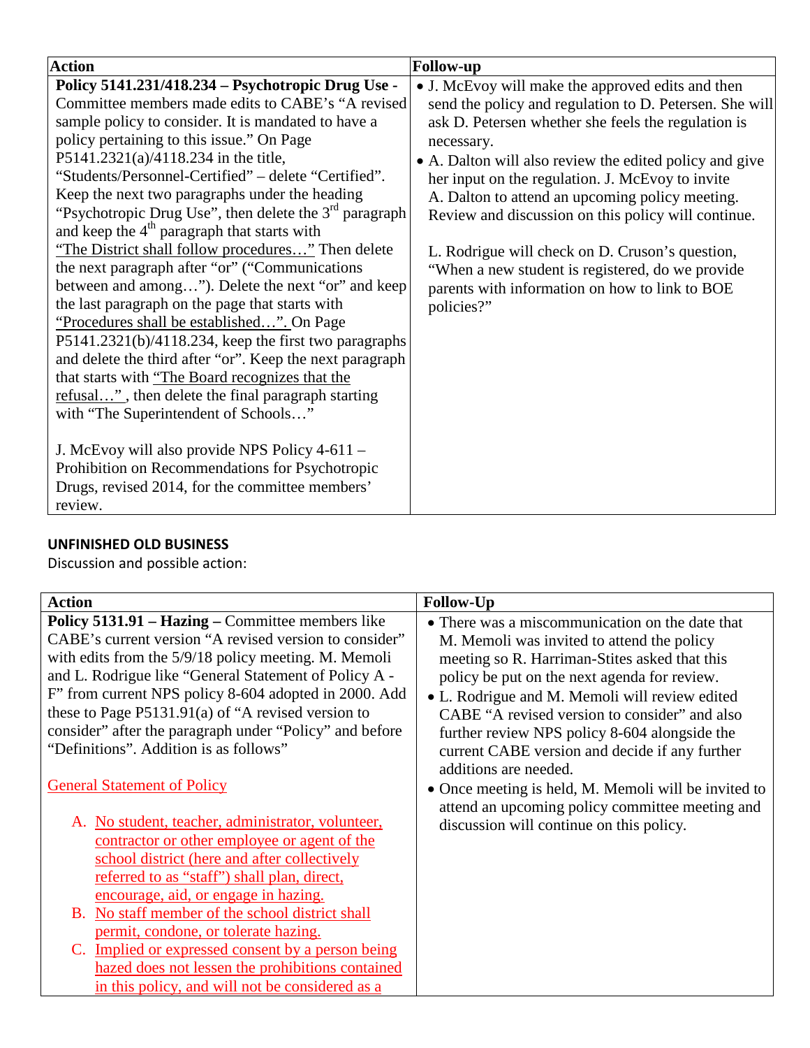| Action | Follow-up |
| --- | --- |
| **Policy 5141.231/418.234 – Psychotropic Drug Use -** Committee members made edits to CABE's "A revised sample policy to consider. It is mandated to have a policy pertaining to this issue." On Page P5141.2321(a)/4118.234 in the title, "Students/Personnel-Certified" – delete "Certified". Keep the next two paragraphs under the heading "Psychotropic Drug Use", then delete the 3rd paragraph and keep the 4th paragraph that starts with <u>"The District shall follow procedures…"</u> Then delete the next paragraph after "or" ("Communications between and among…"). Delete the next "or" and keep the last paragraph on the page that starts with <u>"Procedures shall be established…".</u> On Page P5141.2321(b)/4118.234, keep the first two paragraphs and delete the third after "or". Keep the next paragraph that starts with <u>"The Board recognizes that the refusal…"</u>, then delete the final paragraph starting with "The Superintendent of Schools…"<br><br>J. McEvoy will also provide NPS Policy 4-611 – Prohibition on Recommendations for Psychotropic Drugs, revised 2014, for the committee members' review. | • J. McEvoy will make the approved edits and then send the policy and regulation to D. Petersen. She will ask D. Petersen whether she feels the regulation is necessary.<br>• A. Dalton will also review the edited policy and give her input on the regulation. J. McEvoy to invite A. Dalton to attend an upcoming policy meeting. Review and discussion on this policy will continue.<br><br>L. Rodrigue will check on D. Cruson's question, "When a new student is registered, do we provide parents with information on how to link to BOE policies?" |

**UNFINISHED OLD BUSINESS**

Discussion and possible action:

| Action | Follow-Up |
| --- | --- |
| **Policy 5131.91 – Hazing –** Committee members like CABE's current version "A revised version to consider" with edits from the 5/9/18 policy meeting. M. Memoli and L. Rodrigue like "General Statement of Policy A - F" from current NPS policy 8-604 adopted in 2000. Add these to Page P5131.91(a) of "A revised version to consider" after the paragraph under "Policy" and before "Definitions". Addition is as follows"<br><br><u>General Statement of Policy</u><br><br>A. <u>No student, teacher, administrator, volunteer, contractor or other employee or agent of the school district (here and after collectively referred to as "staff") shall plan, direct, encourage, aid, or engage in hazing.</u><br>B. <u>No staff member of the school district shall permit, condone, or tolerate hazing.</u><br>C. <u>Implied or expressed consent by a person being hazed does not lessen the prohibitions contained in this policy, and will not be considered as a</u> | • There was a miscommunication on the date that M. Memoli was invited to attend the policy meeting so R. Harriman-Stites asked that this policy be put on the next agenda for review.<br>• L. Rodrigue and M. Memoli will review edited CABE "A revised version to consider" and also further review NPS policy 8-604 alongside the current CABE version and decide if any further additions are needed.<br>• Once meeting is held, M. Memoli will be invited to attend an upcoming policy committee meeting and discussion will continue on this policy. |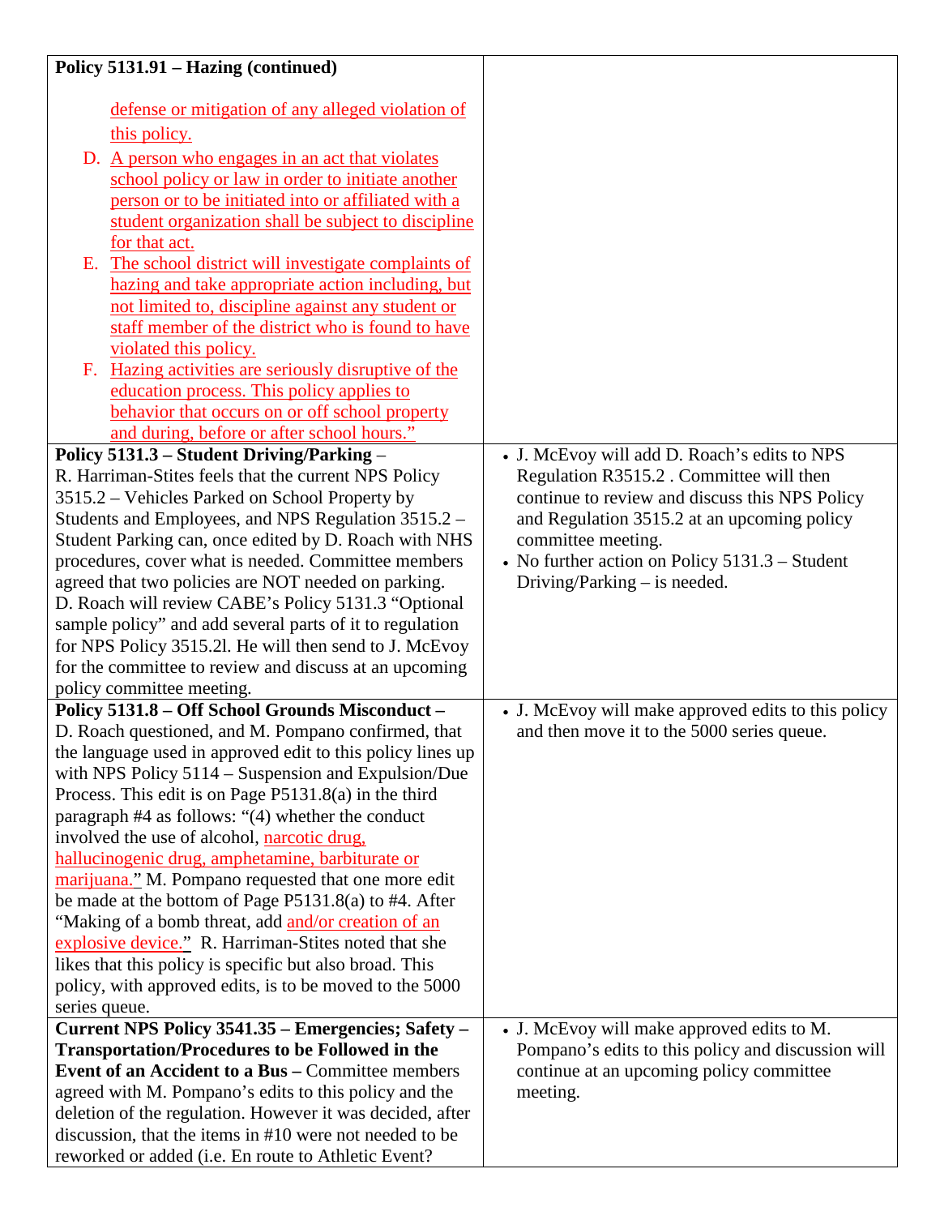| Policy 5131.91 – Hazing (continued) | |
|---|---|
| defense or mitigation of any alleged violation of this policy.<br>D. A person who engages in an act that violates school policy or law in order to initiate another person or to be initiated into or affiliated with a student organization shall be subject to discipline for that act.<br>E. The school district will investigate complaints of hazing and take appropriate action including, but not limited to, discipline against any student or staff member of the district who is found to have violated this policy.<br>F. Hazing activities are seriously disruptive of the education process. This policy applies to behavior that occurs on or off school property and during, before or after school hours." | |
| **Policy 5131.3 – Student Driving/Parking** – R. Harriman-Stites feels that the current NPS Policy 3515.2 – Vehicles Parked on School Property by Students and Employees, and NPS Regulation 3515.2 – Student Parking can, once edited by D. Roach with NHS procedures, cover what is needed. Committee members agreed that two policies are NOT needed on parking. D. Roach will review CABE's Policy 5131.3 "Optional sample policy" and add several parts of it to regulation for NPS Policy 3515.2l. He will then send to J. McEvoy for the committee to review and discuss at an upcoming policy committee meeting. | • J. McEvoy will add D. Roach's edits to NPS Regulation R3515.2 . Committee will then continue to review and discuss this NPS Policy and Regulation 3515.2 at an upcoming policy committee meeting.<br>• No further action on Policy 5131.3 – Student Driving/Parking – is needed. |
| **Policy 5131.8 – Off School Grounds Misconduct –** D. Roach questioned, and M. Pompano confirmed, that the language used in approved edit to this policy lines up with NPS Policy 5114 – Suspension and Expulsion/Due Process. This edit is on Page P5131.8(a) in the third paragraph #4 as follows: "(4) whether the conduct involved the use of alcohol, narcotic drug, hallucinogenic drug, amphetamine, barbiturate or marijuana." M. Pompano requested that one more edit be made at the bottom of Page P5131.8(a) to #4. After "Making of a bomb threat, add and/or creation of an explosive device." R. Harriman-Stites noted that she likes that this policy is specific but also broad. This policy, with approved edits, is to be moved to the 5000 series queue. | • J. McEvoy will make approved edits to this policy and then move it to the 5000 series queue. |
| **Current NPS Policy 3541.35 – Emergencies; Safety – Transportation/Procedures to be Followed in the Event of an Accident to a Bus –** Committee members agreed with M. Pompano's edits to this policy and the deletion of the regulation. However it was decided, after discussion, that the items in #10 were not needed to be reworked or added (i.e. En route to Athletic Event? | • J. McEvoy will make approved edits to M. Pompano's edits to this policy and discussion will continue at an upcoming policy committee meeting. |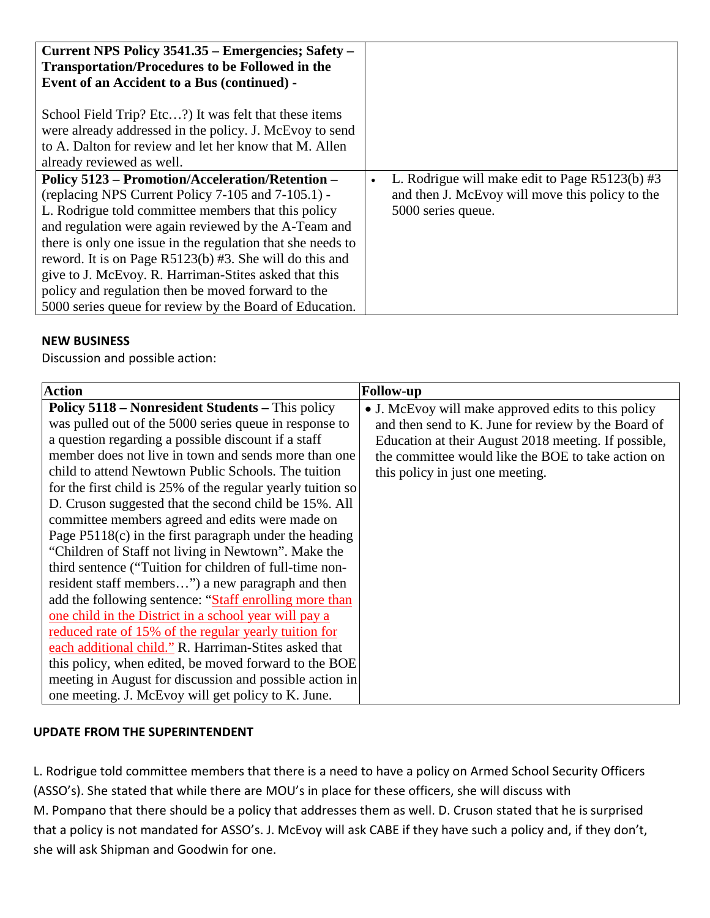| | |
|---|---|
| **Current NPS Policy 3541.35 – Emergencies; Safety – Transportation/Procedures to be Followed in the Event of an Accident to a Bus (continued) -**<br><br>School Field Trip? Etc…?) It was felt that these items were already addressed in the policy. J. McEvoy to send to A. Dalton for review and let her know that M. Allen already reviewed as well. | |
| **Policy 5123 – Promotion/Acceleration/Retention –** (replacing NPS Current Policy 7-105 and 7-105.1) - L. Rodrigue told committee members that this policy and regulation were again reviewed by the A-Team and there is only one issue in the regulation that she needs to reword. It is on Page R5123(b) #3. She will do this and give to J. McEvoy. R. Harriman-Stites asked that this policy and regulation then be moved forward to the 5000 series queue for review by the Board of Education. | • L. Rodrigue will make edit to Page R5123(b) #3 and then J. McEvoy will move this policy to the 5000 series queue. |

**NEW BUSINESS**

Discussion and possible action:

| Action | Follow-up |
|---|---|
| **Policy 5118 – Nonresident Students –** This policy was pulled out of the 5000 series queue in response to a question regarding a possible discount if a staff member does not live in town and sends more than one child to attend Newtown Public Schools. The tuition for the first child is 25% of the regular yearly tuition so D. Cruson suggested that the second child be 15%. All committee members agreed and edits were made on Page P5118(c) in the first paragraph under the heading "Children of Staff not living in Newtown". Make the third sentence ("Tuition for children of full-time non-resident staff members…") a new paragraph and then add the following sentence: "Staff enrolling more than one child in the District in a school year will pay a reduced rate of 15% of the regular yearly tuition for each additional child." R. Harriman-Stites asked that this policy, when edited, be moved forward to the BOE meeting in August for discussion and possible action in one meeting. J. McEvoy will get policy to K. June. | • J. McEvoy will make approved edits to this policy and then send to K. June for review by the Board of Education at their August 2018 meeting. If possible, the committee would like the BOE to take action on this policy in just one meeting. |

**UPDATE FROM THE SUPERINTENDENT**

L. Rodrigue told committee members that there is a need to have a policy on Armed School Security Officers (ASSO's). She stated that while there are MOU's in place for these officers, she will discuss with M. Pompano that there should be a policy that addresses them as well. D. Cruson stated that he is surprised that a policy is not mandated for ASSO's. J. McEvoy will ask CABE if they have such a policy and, if they don't, she will ask Shipman and Goodwin for one.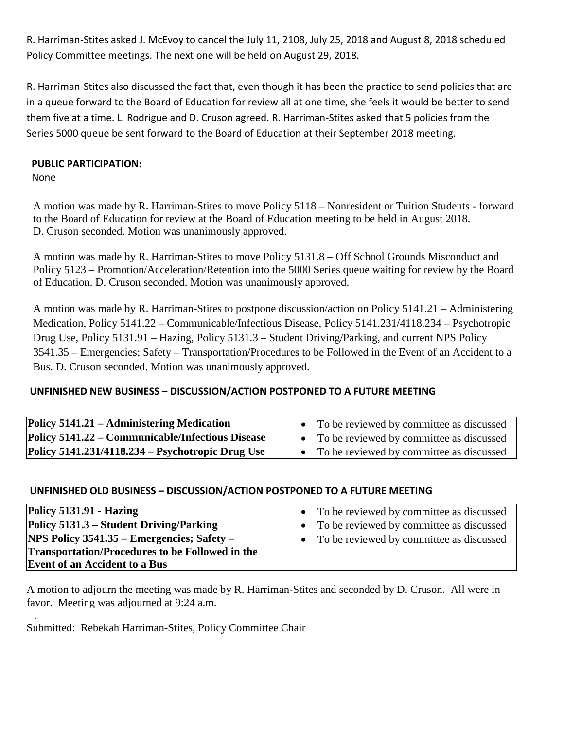R. Harriman-Stites asked J. McEvoy to cancel the July 11, 2108, July 25, 2018 and August 8, 2018 scheduled Policy Committee meetings. The next one will be held on August 29, 2018.

R. Harriman-Stites also discussed the fact that, even though it has been the practice to send policies that are in a queue forward to the Board of Education for review all at one time, she feels it would be better to send them five at a time. L. Rodrigue and D. Cruson agreed. R. Harriman-Stites asked that 5 policies from the Series 5000 queue be sent forward to the Board of Education at their September 2018 meeting.

**PUBLIC PARTICIPATION:**
None

A motion was made by R. Harriman-Stites to move Policy 5118 – Nonresident or Tuition Students - forward to the Board of Education for review at the Board of Education meeting to be held in August 2018. D. Cruson seconded. Motion was unanimously approved.

A motion was made by R. Harriman-Stites to move Policy 5131.8 – Off School Grounds Misconduct and Policy 5123 – Promotion/Acceleration/Retention into the 5000 Series queue waiting for review by the Board of Education. D. Cruson seconded. Motion was unanimously approved.

A motion was made by R. Harriman-Stites to postpone discussion/action on Policy 5141.21 – Administering Medication, Policy 5141.22 – Communicable/Infectious Disease, Policy 5141.231/4118.234 – Psychotropic Drug Use, Policy 5131.91 – Hazing, Policy 5131.3 – Student Driving/Parking, and current NPS Policy 3541.35 – Emergencies; Safety – Transportation/Procedures to be Followed in the Event of an Accident to a Bus. D. Cruson seconded. Motion was unanimously approved.

**UNFINISHED NEW BUSINESS – DISCUSSION/ACTION POSTPONED TO A FUTURE MEETING**

| | |
|---|---|
| **Policy 5141.21 – Administering Medication** | • To be reviewed by committee as discussed |
| **Policy 5141.22 – Communicable/Infectious Disease** | • To be reviewed by committee as discussed |
| **Policy 5141.231/4118.234 – Psychotropic Drug Use** | • To be reviewed by committee as discussed |

**UNFINISHED OLD BUSINESS – DISCUSSION/ACTION POSTPONED TO A FUTURE MEETING**

| | |
|---|---|
| **Policy 5131.91 - Hazing** | • To be reviewed by committee as discussed |
| **Policy 5131.3 – Student Driving/Parking** | • To be reviewed by committee as discussed |
| **NPS Policy 3541.35 – Emergencies; Safety – Transportation/Procedures to be Followed in the Event of an Accident to a Bus** | • To be reviewed by committee as discussed |

A motion to adjourn the meeting was made by R. Harriman-Stites and seconded by D. Cruson. All were in favor. Meeting was adjourned at 9:24 a.m.

Submitted: Rebekah Harriman-Stites, Policy Committee Chair